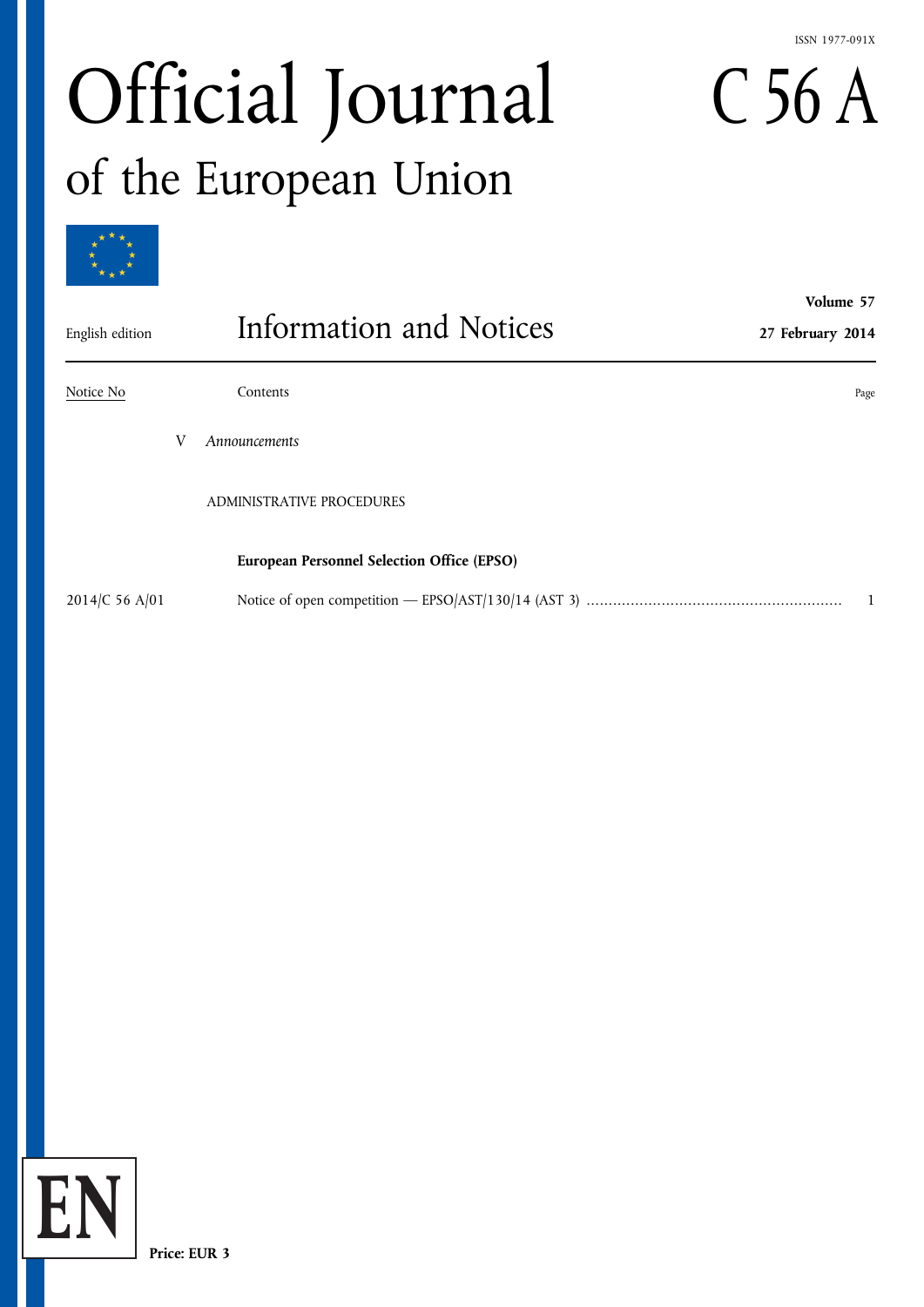ISSN 1977-091X

# Official Journal of the European Union

# C 56 A

English edition

## Information and Notices

**Volume 57**

**27 February 2014**

| Notice No | Contents | Page |
|---|---|---|
| | V *Announcements* | |
| | ADMINISTRATIVE PROCEDURES | |
| | **European Personnel Selection Office (EPSO)** | |
| 2014/C 56 A/01 | Notice of open competition — EPSO/AST/130/14 (AST 3) | 1 |

EN

**Price: EUR 3**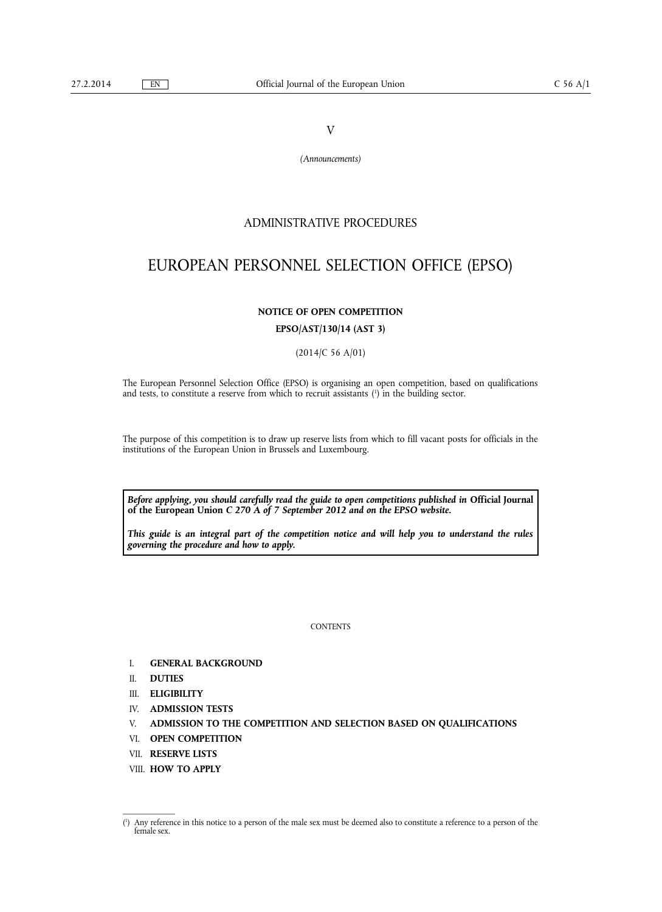V

*(Announcements)*

ADMINISTRATIVE PROCEDURES

# EUROPEAN PERSONNEL SELECTION OFFICE (EPSO)

**NOTICE OF OPEN COMPETITION**

**EPSO/AST/130/14 (AST 3)**

(2014/C 56 A/01)

The European Personnel Selection Office (EPSO) is organising an open competition, based on qualifications and tests, to constitute a reserve from which to recruit assistants [1] in the building sector.

The purpose of this competition is to draw up reserve lists from which to fill vacant posts for officials in the institutions of the European Union in Brussels and Luxembourg.

> ***Before applying, you should carefully read the guide to open competitions published in* Official Journal of the European Union *C 270 A of 7 September 2012 and on the EPSO website.***
>
> ***This guide is an integral part of the competition notice and will help you to understand the rules governing the procedure and how to apply.***

CONTENTS

- I. **GENERAL BACKGROUND**
- II. **DUTIES**
- III. **ELIGIBILITY**
- IV. **ADMISSION TESTS**
- V. **ADMISSION TO THE COMPETITION AND SELECTION BASED ON QUALIFICATIONS**
- VI. **OPEN COMPETITION**
- VII. **RESERVE LISTS**
- VIII. **HOW TO APPLY**

---

[1] Any reference in this notice to a person of the male sex must be deemed also to constitute a reference to a person of the female sex.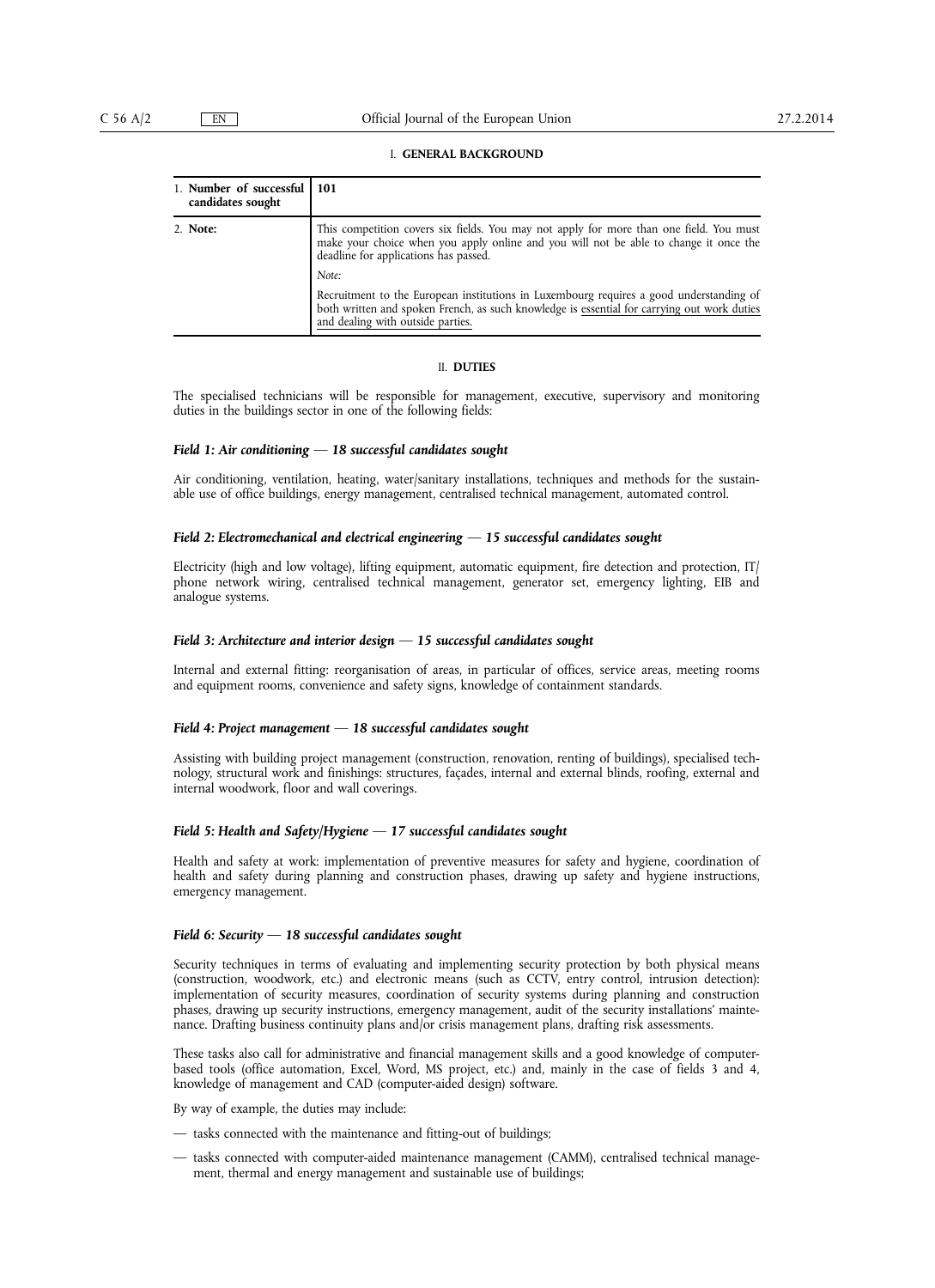## I. GENERAL BACKGROUND

| 1. **Number of successful candidates sought** | **101** |
|---|---|
| 2. **Note:** | This competition covers six fields. You may not apply for more than one field. You must make your choice when you apply online and you will not be able to change it once the deadline for applications has passed.<br><br>*Note:*<br><br>Recruitment to the European institutions in Luxembourg requires a good understanding of both written and spoken French, as such knowledge is essential for carrying out work duties and dealing with outside parties. |

## II. DUTIES

The specialised technicians will be responsible for management, executive, supervisory and monitoring duties in the buildings sector in one of the following fields:

### *Field 1: Air conditioning — 18 successful candidates sought*

Air conditioning, ventilation, heating, water/sanitary installations, techniques and methods for the sustainable use of office buildings, energy management, centralised technical management, automated control.

### *Field 2: Electromechanical and electrical engineering — 15 successful candidates sought*

Electricity (high and low voltage), lifting equipment, automatic equipment, fire detection and protection, IT/phone network wiring, centralised technical management, generator set, emergency lighting, EIB and analogue systems.

### *Field 3: Architecture and interior design — 15 successful candidates sought*

Internal and external fitting: reorganisation of areas, in particular of offices, service areas, meeting rooms and equipment rooms, convenience and safety signs, knowledge of containment standards.

### *Field 4: Project management — 18 successful candidates sought*

Assisting with building project management (construction, renovation, renting of buildings), specialised technology, structural work and finishings: structures, façades, internal and external blinds, roofing, external and internal woodwork, floor and wall coverings.

### *Field 5: Health and Safety/Hygiene — 17 successful candidates sought*

Health and safety at work: implementation of preventive measures for safety and hygiene, coordination of health and safety during planning and construction phases, drawing up safety and hygiene instructions, emergency management.

### *Field 6: Security — 18 successful candidates sought*

Security techniques in terms of evaluating and implementing security protection by both physical means (construction, woodwork, etc.) and electronic means (such as CCTV, entry control, intrusion detection): implementation of security measures, coordination of security systems during planning and construction phases, drawing up security instructions, emergency management, audit of the security installations' maintenance. Drafting business continuity plans and/or crisis management plans, drafting risk assessments.

These tasks also call for administrative and financial management skills and a good knowledge of computer-based tools (office automation, Excel, Word, MS project, etc.) and, mainly in the case of fields 3 and 4, knowledge of management and CAD (computer-aided design) software.

By way of example, the duties may include:

— tasks connected with the maintenance and fitting-out of buildings;

— tasks connected with computer-aided maintenance management (CAMM), centralised technical management, thermal and energy management and sustainable use of buildings;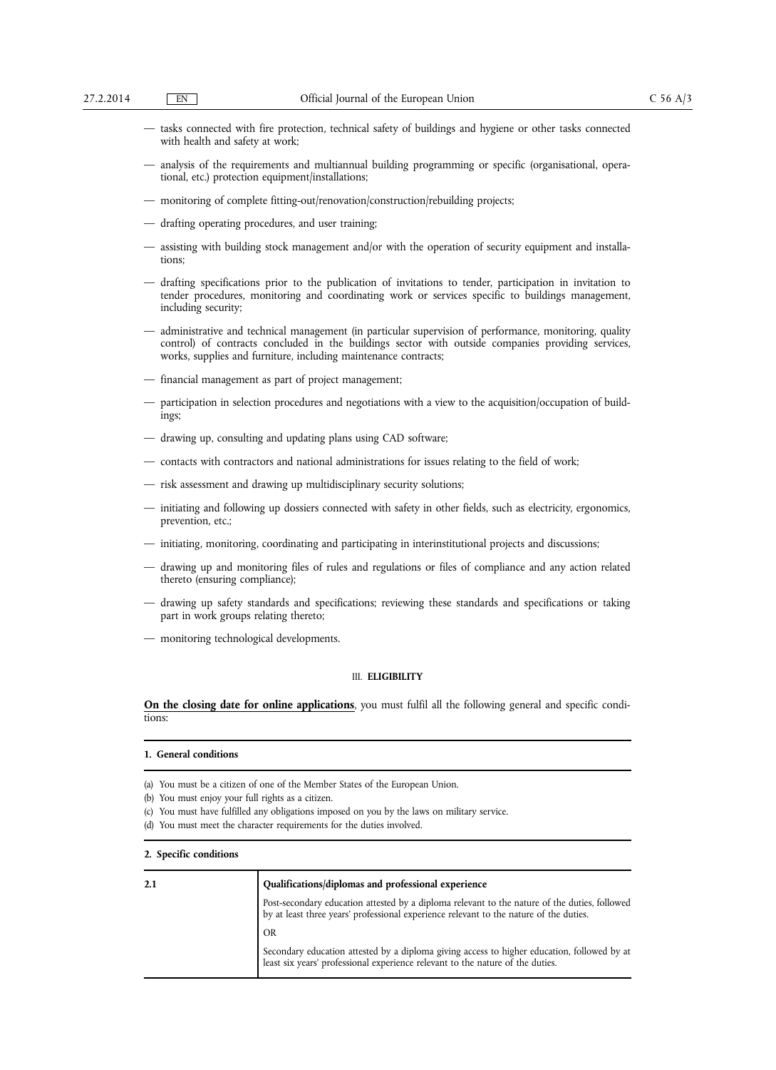- tasks connected with fire protection, technical safety of buildings and hygiene or other tasks connected with health and safety at work;
- analysis of the requirements and multiannual building programming or specific (organisational, operational, etc.) protection equipment/installations;
- monitoring of complete fitting-out/renovation/construction/rebuilding projects;
- drafting operating procedures, and user training;
- assisting with building stock management and/or with the operation of security equipment and installations;
- drafting specifications prior to the publication of invitations to tender, participation in invitation to tender procedures, monitoring and coordinating work or services specific to buildings management, including security;
- administrative and technical management (in particular supervision of performance, monitoring, quality control) of contracts concluded in the buildings sector with outside companies providing services, works, supplies and furniture, including maintenance contracts;
- financial management as part of project management;
- participation in selection procedures and negotiations with a view to the acquisition/occupation of buildings;
- drawing up, consulting and updating plans using CAD software;
- contacts with contractors and national administrations for issues relating to the field of work;
- risk assessment and drawing up multidisciplinary security solutions;
- initiating and following up dossiers connected with safety in other fields, such as electricity, ergonomics, prevention, etc.;
- initiating, monitoring, coordinating and participating in interinstitutional projects and discussions;
- drawing up and monitoring files of rules and regulations or files of compliance and any action related thereto (ensuring compliance);
- drawing up safety standards and specifications; reviewing these standards and specifications or taking part in work groups relating thereto;
- monitoring technological developments.

## III. ELIGIBILITY

**On the closing date for online applications**, you must fulfil all the following general and specific conditions:

**1. General conditions**

(a) You must be a citizen of one of the Member States of the European Union.

(b) You must enjoy your full rights as a citizen.

(c) You must have fulfilled any obligations imposed on you by the laws on military service.

(d) You must meet the character requirements for the duties involved.

**2. Specific conditions**

| 2.1 | **Qualifications/diplomas and professional experience** |
|---|---|
| | Post-secondary education attested by a diploma relevant to the nature of the duties, followed by at least three years' professional experience relevant to the nature of the duties. |
| | OR |
| | Secondary education attested by a diploma giving access to higher education, followed by at least six years' professional experience relevant to the nature of the duties. |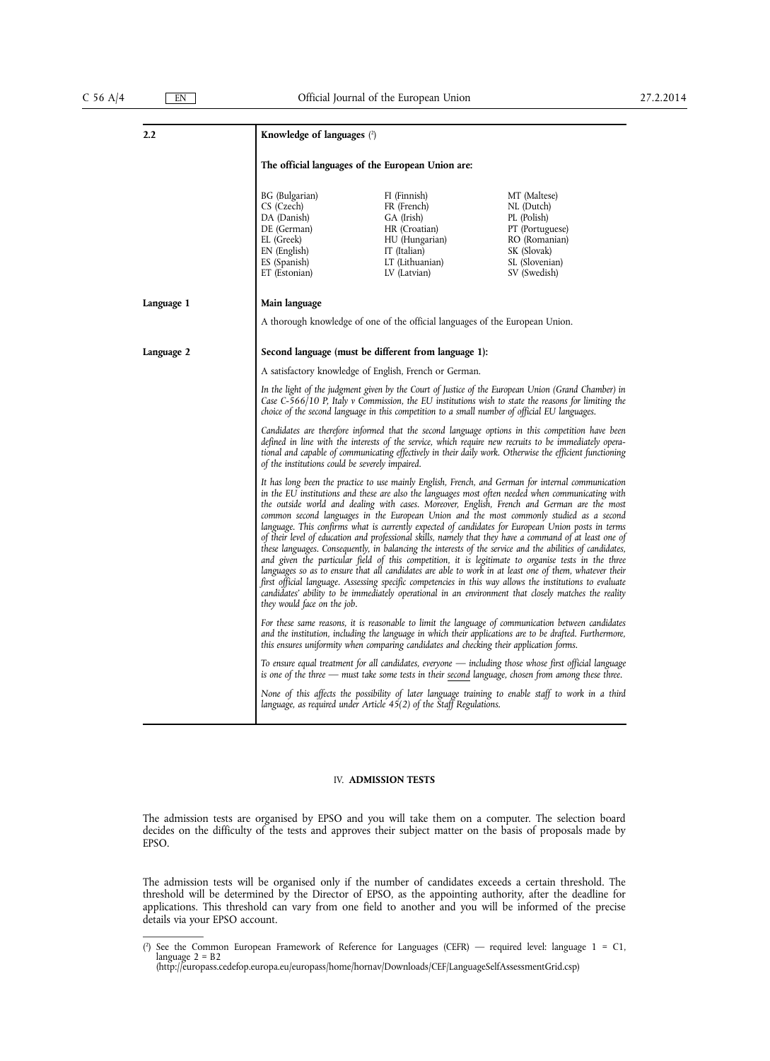**2.2 Knowledge of languages** [2]

**The official languages of the European Union are:**

| | | |
|---|---|---|
| BG (Bulgarian) | FI (Finnish) | MT (Maltese) |
| CS (Czech) | FR (French) | NL (Dutch) |
| DA (Danish) | GA (Irish) | PL (Polish) |
| DE (German) | HR (Croatian) | PT (Portuguese) |
| EL (Greek) | HU (Hungarian) | RO (Romanian) |
| EN (English) | IT (Italian) | SK (Slovak) |
| ES (Spanish) | LT (Lithuanian) | SL (Slovenian) |
| ET (Estonian) | LV (Latvian) | SV (Swedish) |

**Language 1 — Main language**

A thorough knowledge of one of the official languages of the European Union.

**Language 2 — Second language (must be different from language 1):**

A satisfactory knowledge of English, French or German.

*In the light of the judgment given by the Court of Justice of the European Union (Grand Chamber) in Case C-566/10 P, Italy v Commission, the EU institutions wish to state the reasons for limiting the choice of the second language in this competition to a small number of official EU languages.*

*Candidates are therefore informed that the second language options in this competition have been defined in line with the interests of the service, which require new recruits to be immediately operational and capable of communicating effectively in their daily work. Otherwise the efficient functioning of the institutions could be severely impaired.*

*It has long been the practice to use mainly English, French, and German for internal communication in the EU institutions and these are also the languages most often needed when communicating with the outside world and dealing with cases. Moreover, English, French and German are the most common second languages in the European Union and the most commonly studied as a second language. This confirms what is currently expected of candidates for European Union posts in terms of their level of education and professional skills, namely that they have a command of at least one of these languages. Consequently, in balancing the interests of the service and the abilities of candidates, and given the particular field of this competition, it is legitimate to organise tests in the three languages so as to ensure that all candidates are able to work in at least one of them, whatever their first official language. Assessing specific competencies in this way allows the institutions to evaluate candidates' ability to be immediately operational in an environment that closely matches the reality they would face on the job.*

*For these same reasons, it is reasonable to limit the language of communication between candidates and the institution, including the language in which their applications are to be drafted. Furthermore, this ensures uniformity when comparing candidates and checking their application forms.*

*To ensure equal treatment for all candidates, everyone — including those whose first official language is one of the three — must take some tests in their second language, chosen from among these three.*

*None of this affects the possibility of later language training to enable staff to work in a third language, as required under Article 45(2) of the Staff Regulations.*

## IV. ADMISSION TESTS

The admission tests are organised by EPSO and you will take them on a computer. The selection board decides on the difficulty of the tests and approves their subject matter on the basis of proposals made by EPSO.

The admission tests will be organised only if the number of candidates exceeds a certain threshold. The threshold will be determined by the Director of EPSO, as the appointing authority, after the deadline for applications. This threshold can vary from one field to another and you will be informed of the precise details via your EPSO account.

---

[2] See the Common European Framework of Reference for Languages (CEFR) — required level: language 1 = C1, language 2 = B2 (http://europass.cedefop.europa.eu/europass/home/hornav/Downloads/CEF/LanguageSelfAssessmentGrid.csp)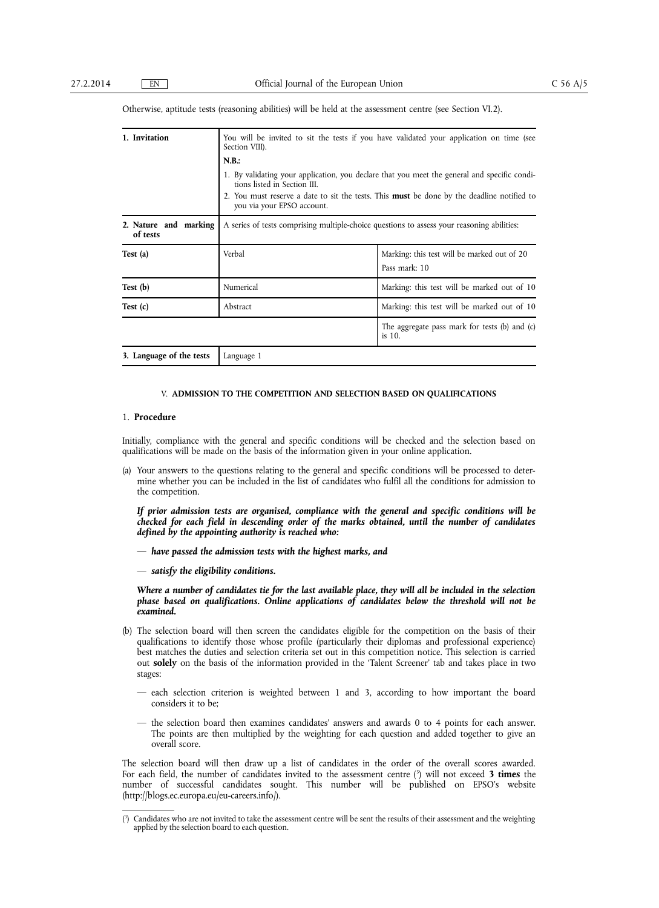Otherwise, aptitude tests (reasoning abilities) will be held at the assessment centre (see Section VI.2).

| **1. Invitation** | You will be invited to sit the tests if you have validated your application on time (see Section VIII).<br>**N.B.:**<br>1. By validating your application, you declare that you meet the general and specific conditions listed in Section III.<br>2. You must reserve a date to sit the tests. This **must** be done by the deadline notified to you via your EPSO account. | |
|---|---|---|
| **2. Nature and marking of tests** | A series of tests comprising multiple-choice questions to assess your reasoning abilities: | |
| **Test (a)** | Verbal | Marking: this test will be marked out of 20<br>Pass mark: 10 |
| **Test (b)** | Numerical | Marking: this test will be marked out of 10 |
| **Test (c)** | Abstract | Marking: this test will be marked out of 10 |
| | | The aggregate pass mark for tests (b) and (c) is 10. |
| **3. Language of the tests** | Language 1 | |

## V. ADMISSION TO THE COMPETITION AND SELECTION BASED ON QUALIFICATIONS

### 1. Procedure

Initially, compliance with the general and specific conditions will be checked and the selection based on qualifications will be made on the basis of the information given in your online application.

(a) Your answers to the questions relating to the general and specific conditions will be processed to determine whether you can be included in the list of candidates who fulfil all the conditions for admission to the competition.

***If prior admission tests are organised, compliance with the general and specific conditions will be checked for each field in descending order of the marks obtained, until the number of candidates defined by the appointing authority is reached who:***

— ***have passed the admission tests with the highest marks, and***

— ***satisfy the eligibility conditions.***

***Where a number of candidates tie for the last available place, they will all be included in the selection phase based on qualifications. Online applications of candidates below the threshold will not be examined.***

(b) The selection board will then screen the candidates eligible for the competition on the basis of their qualifications to identify those whose profile (particularly their diplomas and professional experience) best matches the duties and selection criteria set out in this competition notice. This selection is carried out **solely** on the basis of the information provided in the 'Talent Screener' tab and takes place in two stages:

— each selection criterion is weighted between 1 and 3, according to how important the board considers it to be;

— the selection board then examines candidates' answers and awards 0 to 4 points for each answer. The points are then multiplied by the weighting for each question and added together to give an overall score.

The selection board will then draw up a list of candidates in the order of the overall scores awarded. For each field, the number of candidates invited to the assessment centre [3] will not exceed **3 times** the number of successful candidates sought. This number will be published on EPSO's website (http://blogs.ec.europa.eu/eu-careers.info/).

[3] Candidates who are not invited to take the assessment centre will be sent the results of their assessment and the weighting applied by the selection board to each question.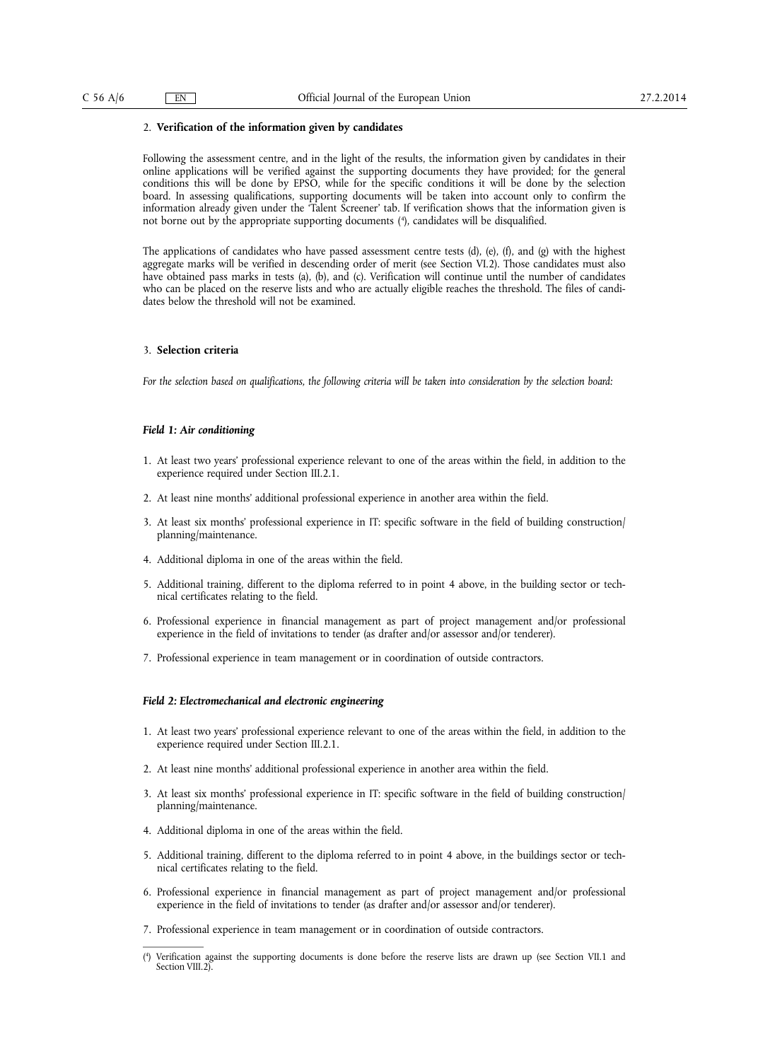2. **Verification of the information given by candidates**

Following the assessment centre, and in the light of the results, the information given by candidates in their online applications will be verified against the supporting documents they have provided; for the general conditions this will be done by EPSO, while for the specific conditions it will be done by the selection board. In assessing qualifications, supporting documents will be taken into account only to confirm the information already given under the 'Talent Screener' tab. If verification shows that the information given is not borne out by the appropriate supporting documents ([4]), candidates will be disqualified.

The applications of candidates who have passed assessment centre tests (d), (e), (f), and (g) with the highest aggregate marks will be verified in descending order of merit (see Section VI.2). Those candidates must also have obtained pass marks in tests (a), (b), and (c). Verification will continue until the number of candidates who can be placed on the reserve lists and who are actually eligible reaches the threshold. The files of candidates below the threshold will not be examined.

3. **Selection criteria**

*For the selection based on qualifications, the following criteria will be taken into consideration by the selection board:*

***Field 1: Air conditioning***

1. At least two years' professional experience relevant to one of the areas within the field, in addition to the experience required under Section III.2.1.
2. At least nine months' additional professional experience in another area within the field.
3. At least six months' professional experience in IT: specific software in the field of building construction/planning/maintenance.
4. Additional diploma in one of the areas within the field.
5. Additional training, different to the diploma referred to in point 4 above, in the building sector or technical certificates relating to the field.
6. Professional experience in financial management as part of project management and/or professional experience in the field of invitations to tender (as drafter and/or assessor and/or tenderer).
7. Professional experience in team management or in coordination of outside contractors.

***Field 2: Electromechanical and electronic engineering***

1. At least two years' professional experience relevant to one of the areas within the field, in addition to the experience required under Section III.2.1.
2. At least nine months' additional professional experience in another area within the field.
3. At least six months' professional experience in IT: specific software in the field of building construction/planning/maintenance.
4. Additional diploma in one of the areas within the field.
5. Additional training, different to the diploma referred to in point 4 above, in the buildings sector or technical certificates relating to the field.
6. Professional experience in financial management as part of project management and/or professional experience in the field of invitations to tender (as drafter and/or assessor and/or tenderer).
7. Professional experience in team management or in coordination of outside contractors.

([4]) Verification against the supporting documents is done before the reserve lists are drawn up (see Section VII.1 and Section VIII.2).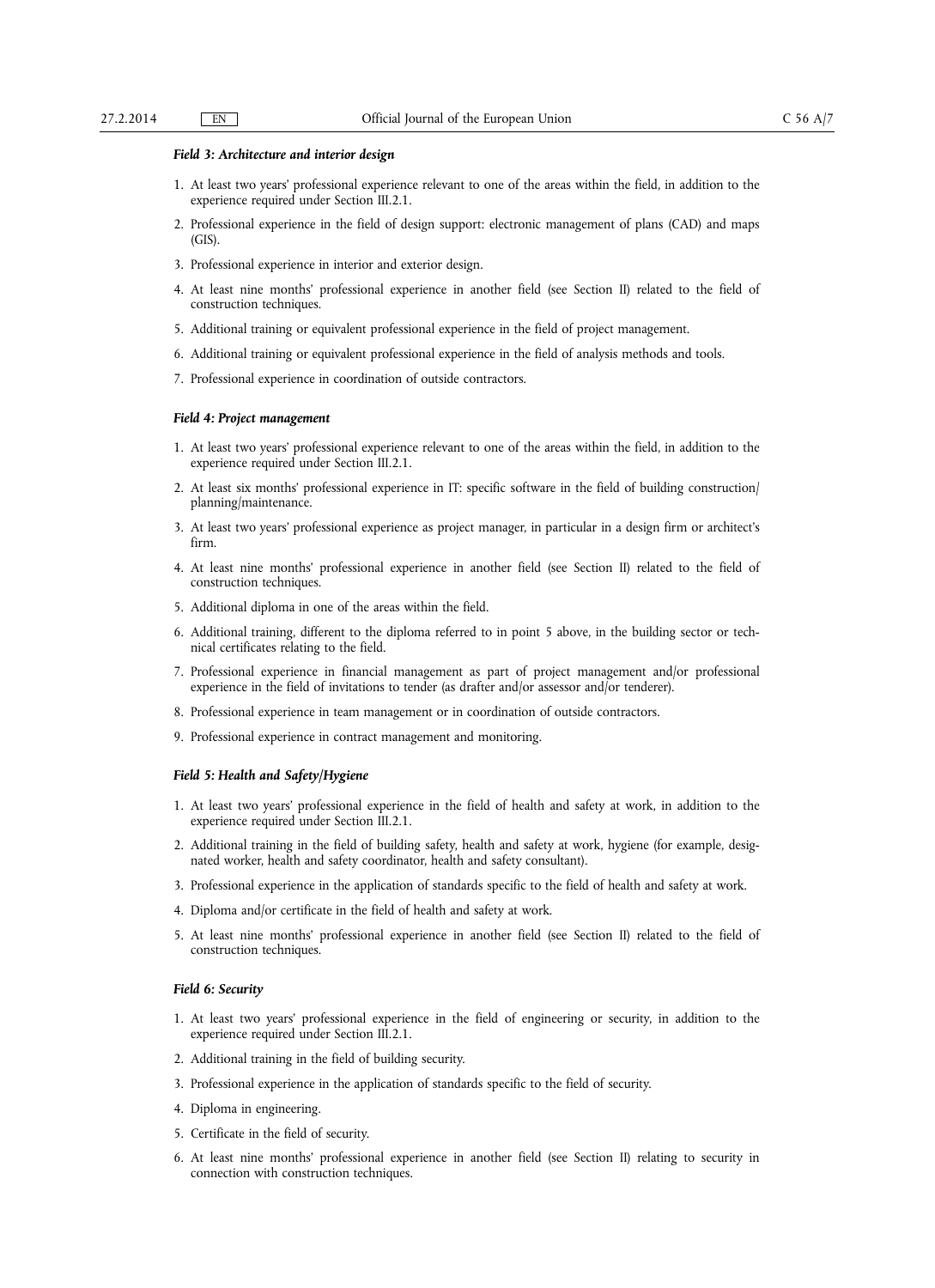*Field 3: Architecture and interior design*

1. At least two years' professional experience relevant to one of the areas within the field, in addition to the experience required under Section III.2.1.
2. Professional experience in the field of design support: electronic management of plans (CAD) and maps (GIS).
3. Professional experience in interior and exterior design.
4. At least nine months' professional experience in another field (see Section II) related to the field of construction techniques.
5. Additional training or equivalent professional experience in the field of project management.
6. Additional training or equivalent professional experience in the field of analysis methods and tools.
7. Professional experience in coordination of outside contractors.

*Field 4: Project management*

1. At least two years' professional experience relevant to one of the areas within the field, in addition to the experience required under Section III.2.1.
2. At least six months' professional experience in IT: specific software in the field of building construction/planning/maintenance.
3. At least two years' professional experience as project manager, in particular in a design firm or architect's firm.
4. At least nine months' professional experience in another field (see Section II) related to the field of construction techniques.
5. Additional diploma in one of the areas within the field.
6. Additional training, different to the diploma referred to in point 5 above, in the building sector or technical certificates relating to the field.
7. Professional experience in financial management as part of project management and/or professional experience in the field of invitations to tender (as drafter and/or assessor and/or tenderer).
8. Professional experience in team management or in coordination of outside contractors.
9. Professional experience in contract management and monitoring.

*Field 5: Health and Safety/Hygiene*

1. At least two years' professional experience in the field of health and safety at work, in addition to the experience required under Section III.2.1.
2. Additional training in the field of building safety, health and safety at work, hygiene (for example, designated worker, health and safety coordinator, health and safety consultant).
3. Professional experience in the application of standards specific to the field of health and safety at work.
4. Diploma and/or certificate in the field of health and safety at work.
5. At least nine months' professional experience in another field (see Section II) related to the field of construction techniques.

*Field 6: Security*

1. At least two years' professional experience in the field of engineering or security, in addition to the experience required under Section III.2.1.
2. Additional training in the field of building security.
3. Professional experience in the application of standards specific to the field of security.
4. Diploma in engineering.
5. Certificate in the field of security.
6. At least nine months' professional experience in another field (see Section II) relating to security in connection with construction techniques.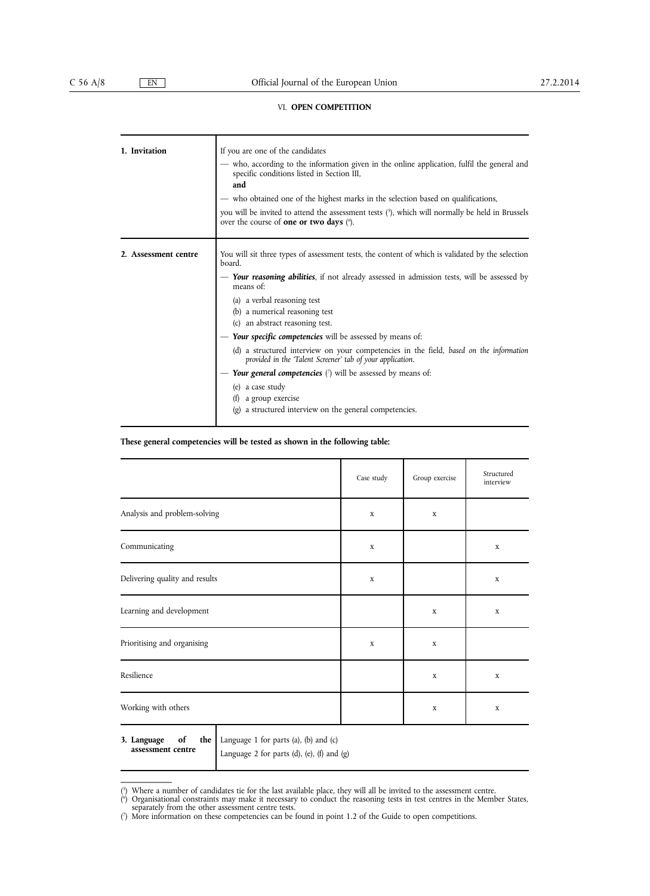## VI. OPEN COMPETITION

| | |
|---|---|
| **1. Invitation** | If you are one of the candidates<br>— who, according to the information given in the online application, fulfil the general and specific conditions listed in Section III,<br>**and**<br>— who obtained one of the highest marks in the selection based on qualifications,<br>you will be invited to attend the assessment tests [5], which will normally be held in Brussels over the course of **one or two days** [6]. |
| **2. Assessment centre** | You will sit three types of assessment tests, the content of which is validated by the selection board.<br>— ***Your reasoning abilities***, if not already assessed in admission tests, will be assessed by means of:<br>(a) a verbal reasoning test<br>(b) a numerical reasoning test<br>(c) an abstract reasoning test.<br>— ***Your specific competencies*** will be assessed by means of:<br>(d) a structured interview on your competencies in the field, *based on the information provided in the 'Talent Screener' tab of your application.*<br>— ***Your general competencies*** [7] will be assessed by means of:<br>(e) a case study<br>(f) a group exercise<br>(g) a structured interview on the general competencies. |

**These general competencies will be tested as shown in the following table:**

| | Case study | Group exercise | Structured interview |
|---|---|---|---|
| Analysis and problem-solving | x | x | |
| Communicating | x | | x |
| Delivering quality and results | x | | x |
| Learning and development | | x | x |
| Prioritising and organising | x | x | |
| Resilience | | x | x |
| Working with others | | x | x |

| | |
|---|---|
| **3. Language of the assessment centre** | Language 1 for parts (a), (b) and (c)<br>Language 2 for parts (d), (e), (f) and (g) |

---

[5] Where a number of candidates tie for the last available place, they will all be invited to the assessment centre.

[6] Organisational constraints may make it necessary to conduct the reasoning tests in test centres in the Member States, separately from the other assessment centre tests.

[7] More information on these competencies can be found in point 1.2 of the Guide to open competitions.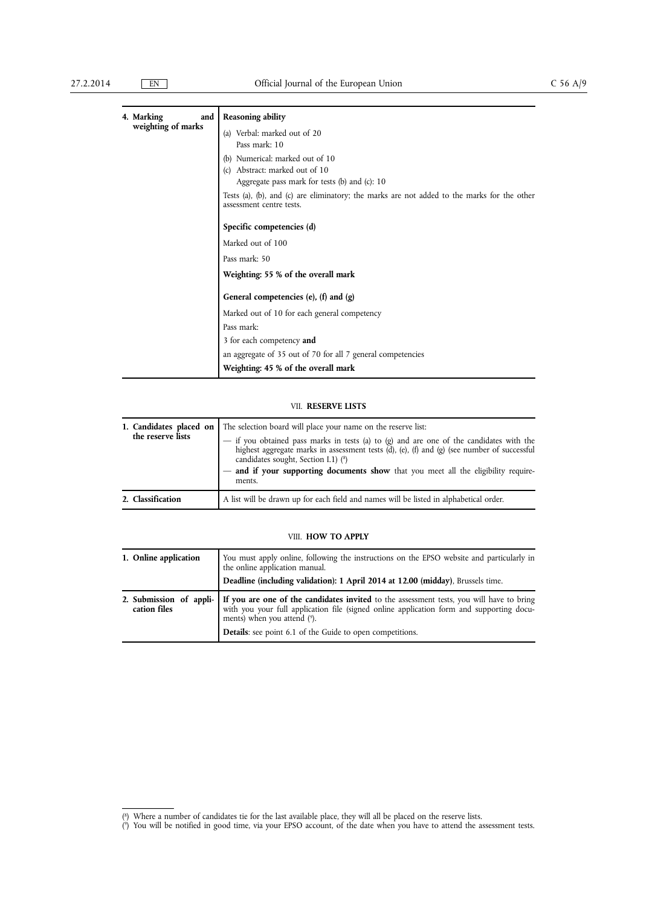| 4. Marking and weighting of marks | **Reasoning ability**<br>(a) Verbal: marked out of 20<br>Pass mark: 10<br>(b) Numerical: marked out of 10<br>(c) Abstract: marked out of 10<br>Aggregate pass mark for tests (b) and (c): 10<br>Tests (a), (b), and (c) are eliminatory; the marks are not added to the marks for the other assessment centre tests.<br><br>**Specific competencies (d)**<br>Marked out of 100<br>Pass mark: 50<br>**Weighting: 55 % of the overall mark**<br><br>**General competencies (e), (f) and (g)**<br>Marked out of 10 for each general competency<br>Pass mark:<br>3 for each competency **and**<br>an aggregate of 35 out of 70 for all 7 general competencies<br>**Weighting: 45 % of the overall mark** |
|---|---|

## VII. RESERVE LISTS

| 1. Candidates placed on the reserve lists | The selection board will place your name on the reserve list:<br>— if you obtained pass marks in tests (a) to (g) and are one of the candidates with the highest aggregate marks in assessment tests (d), (e), (f) and (g) (see number of successful candidates sought, Section I.1) [8]<br>— **and if your supporting documents show** that you meet all the eligibility requirements. |
|---|---|
| **2. Classification** | A list will be drawn up for each field and names will be listed in alphabetical order. |

## VIII. HOW TO APPLY

| 1. Online application | You must apply online, following the instructions on the EPSO website and particularly in the online application manual.<br>**Deadline (including validation): 1 April 2014 at 12.00 (midday)**, Brussels time. |
|---|---|
| **2. Submission of application files** | **If you are one of the candidates invited** to the assessment tests, you will have to bring with you your full application file (signed online application form and supporting documents) when you attend [9].<br>**Details**: see point 6.1 of the Guide to open competitions. |

[8] Where a number of candidates tie for the last available place, they will all be placed on the reserve lists.

[9] You will be notified in good time, via your EPSO account, of the date when you have to attend the assessment tests.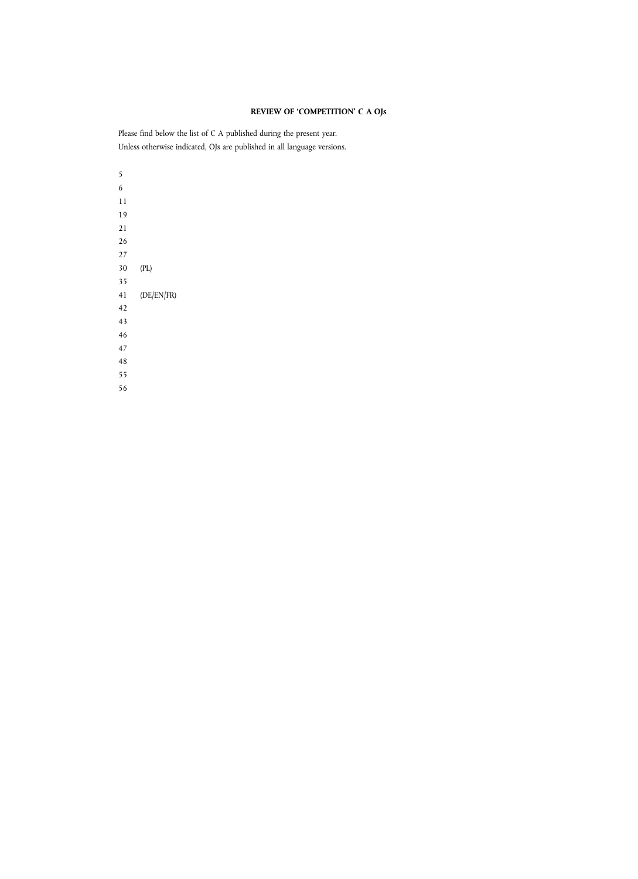**REVIEW OF 'COMPETITION' C A OJs**

Please find below the list of C A published during the present year.
Unless otherwise indicated, OJs are published in all language versions.

5
6
11
19
21
26
27
30 (PL)
35
41 (DE/EN/FR)
42
43
46
47
48
55
56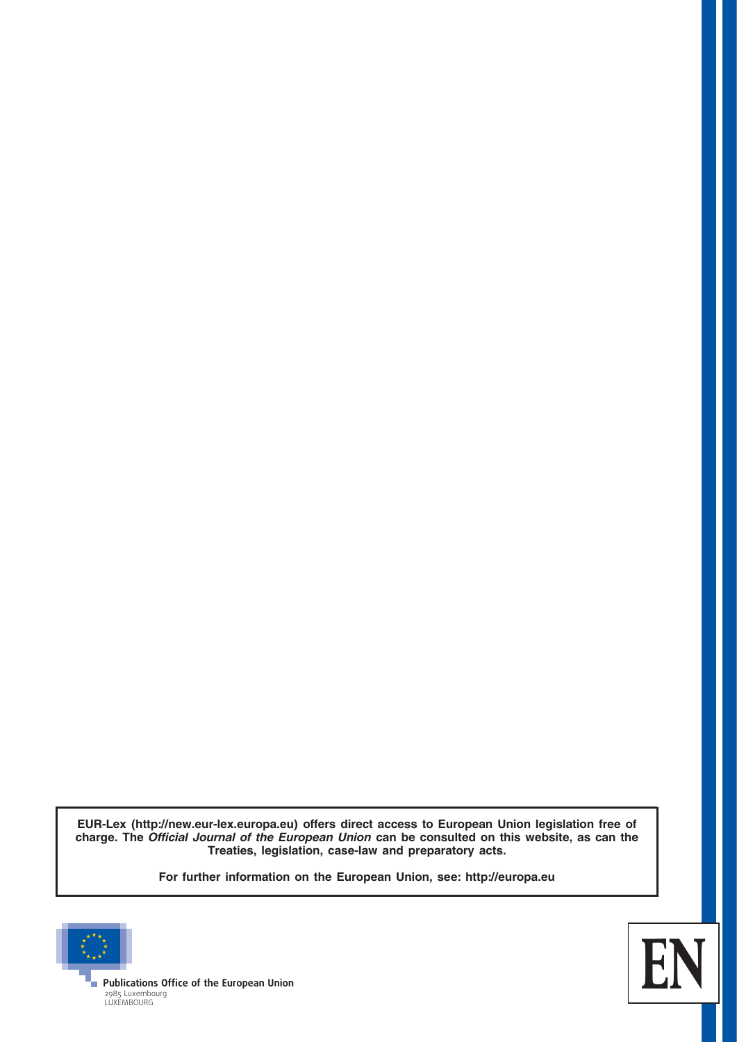**EUR-Lex (http://new.eur-lex.europa.eu) offers direct access to European Union legislation free of charge. The *Official Journal of the European Union* can be consulted on this website, as can the Treaties, legislation, case-law and preparatory acts.**

**For further information on the European Union, see: http://europa.eu**

**Publications Office of the European Union**
2985 Luxembourg
LUXEMBOURG

**EN**